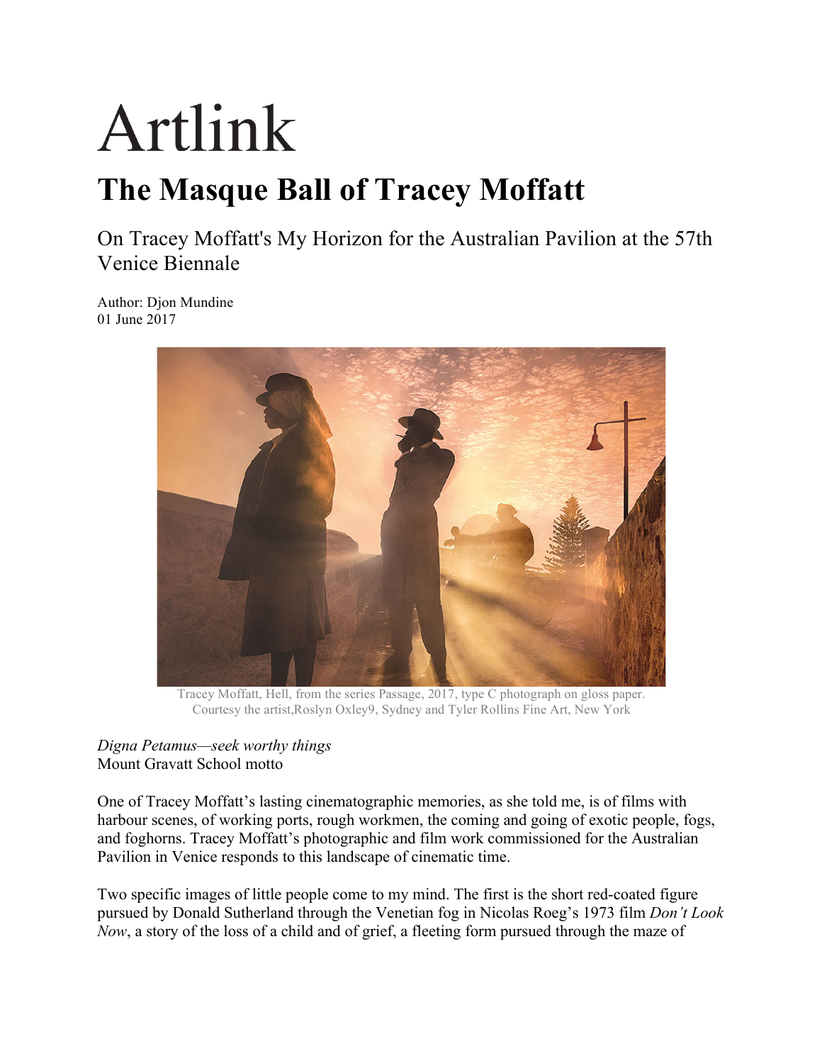# Artlink

## The Masque Ball of Tracey Moffatt

On Tracey Moffatt's My Horizon for the Australian Pavilion at the 57th Venice Biennale

Author: Djon Mundine
01 June 2017

Tracey Moffatt, Hell, from the series Passage, 2017, type C photograph on gloss paper. Courtesy the artist,Roslyn Oxley9, Sydney and Tyler Rollins Fine Art, New York

*Digna Petamus—seek worthy things*
Mount Gravatt School motto

One of Tracey Moffatt's lasting cinematographic memories, as she told me, is of films with harbour scenes, of working ports, rough workmen, the coming and going of exotic people, fogs, and foghorns. Tracey Moffatt's photographic and film work commissioned for the Australian Pavilion in Venice responds to this landscape of cinematic time.

Two specific images of little people come to my mind. The first is the short red-coated figure pursued by Donald Sutherland through the Venetian fog in Nicolas Roeg's 1973 film *Don't Look Now*, a story of the loss of a child and of grief, a fleeting form pursued through the maze of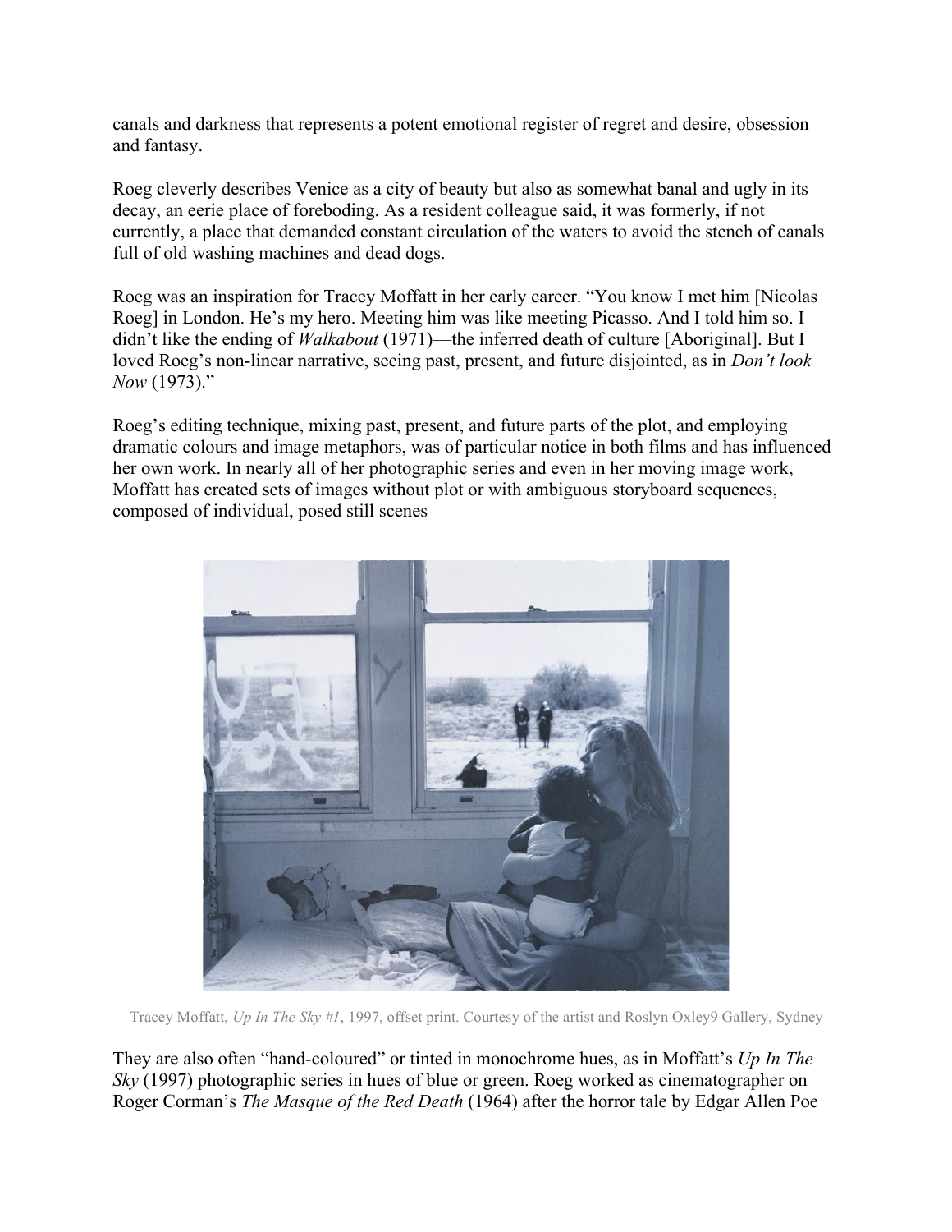canals and darkness that represents a potent emotional register of regret and desire, obsession and fantasy.

Roeg cleverly describes Venice as a city of beauty but also as somewhat banal and ugly in its decay, an eerie place of foreboding. As a resident colleague said, it was formerly, if not currently, a place that demanded constant circulation of the waters to avoid the stench of canals full of old washing machines and dead dogs.

Roeg was an inspiration for Tracey Moffatt in her early career. "You know I met him [Nicolas Roeg] in London. He's my hero. Meeting him was like meeting Picasso. And I told him so. I didn't like the ending of *Walkabout* (1971)—the inferred death of culture [Aboriginal]. But I loved Roeg's non-linear narrative, seeing past, present, and future disjointed, as in *Don't look Now* (1973)."

Roeg's editing technique, mixing past, present, and future parts of the plot, and employing dramatic colours and image metaphors, was of particular notice in both films and has influenced her own work. In nearly all of her photographic series and even in her moving image work, Moffatt has created sets of images without plot or with ambiguous storyboard sequences, composed of individual, posed still scenes

Tracey Moffatt, *Up In The Sky #1*, 1997, offset print. Courtesy of the artist and Roslyn Oxley9 Gallery, Sydney

They are also often "hand-coloured" or tinted in monochrome hues, as in Moffatt's *Up In The Sky* (1997) photographic series in hues of blue or green. Roeg worked as cinematographer on Roger Corman's *The Masque of the Red Death* (1964) after the horror tale by Edgar Allen Poe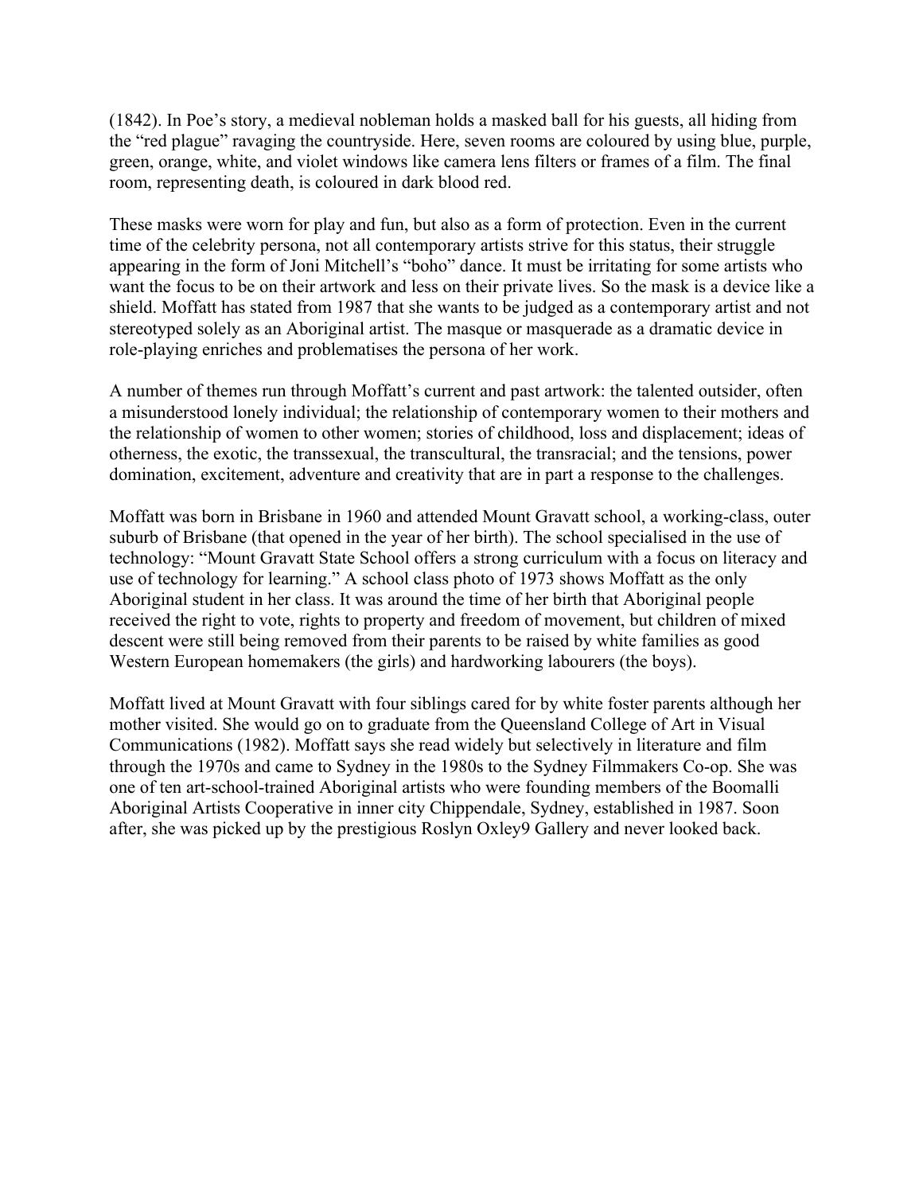(1842). In Poe's story, a medieval nobleman holds a masked ball for his guests, all hiding from the "red plague" ravaging the countryside. Here, seven rooms are coloured by using blue, purple, green, orange, white, and violet windows like camera lens filters or frames of a film. The final room, representing death, is coloured in dark blood red.

These masks were worn for play and fun, but also as a form of protection. Even in the current time of the celebrity persona, not all contemporary artists strive for this status, their struggle appearing in the form of Joni Mitchell's "boho" dance. It must be irritating for some artists who want the focus to be on their artwork and less on their private lives. So the mask is a device like a shield. Moffatt has stated from 1987 that she wants to be judged as a contemporary artist and not stereotyped solely as an Aboriginal artist. The masque or masquerade as a dramatic device in role-playing enriches and problematises the persona of her work.

A number of themes run through Moffatt's current and past artwork: the talented outsider, often a misunderstood lonely individual; the relationship of contemporary women to their mothers and the relationship of women to other women; stories of childhood, loss and displacement; ideas of otherness, the exotic, the transsexual, the transcultural, the transracial; and the tensions, power domination, excitement, adventure and creativity that are in part a response to the challenges.

Moffatt was born in Brisbane in 1960 and attended Mount Gravatt school, a working-class, outer suburb of Brisbane (that opened in the year of her birth). The school specialised in the use of technology: "Mount Gravatt State School offers a strong curriculum with a focus on literacy and use of technology for learning." A school class photo of 1973 shows Moffatt as the only Aboriginal student in her class. It was around the time of her birth that Aboriginal people received the right to vote, rights to property and freedom of movement, but children of mixed descent were still being removed from their parents to be raised by white families as good Western European homemakers (the girls) and hardworking labourers (the boys).

Moffatt lived at Mount Gravatt with four siblings cared for by white foster parents although her mother visited. She would go on to graduate from the Queensland College of Art in Visual Communications (1982). Moffatt says she read widely but selectively in literature and film through the 1970s and came to Sydney in the 1980s to the Sydney Filmmakers Co-op. She was one of ten art-school-trained Aboriginal artists who were founding members of the Boomalli Aboriginal Artists Cooperative in inner city Chippendale, Sydney, established in 1987. Soon after, she was picked up by the prestigious Roslyn Oxley9 Gallery and never looked back.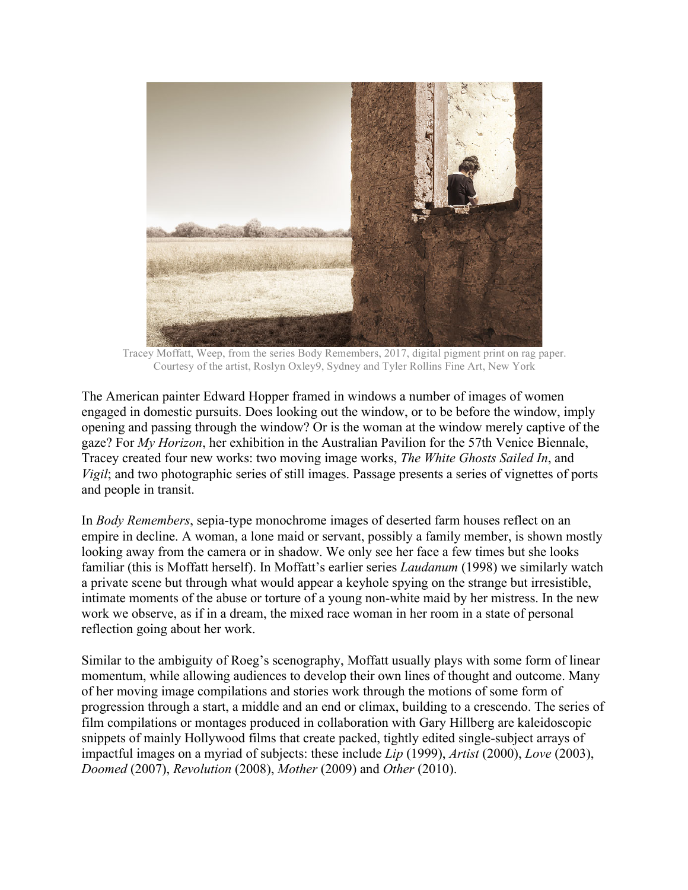Tracey Moffatt, Weep, from the series Body Remembers, 2017, digital pigment print on rag paper. Courtesy of the artist, Roslyn Oxley9, Sydney and Tyler Rollins Fine Art, New York

The American painter Edward Hopper framed in windows a number of images of women engaged in domestic pursuits. Does looking out the window, or to be before the window, imply opening and passing through the window? Or is the woman at the window merely captive of the gaze? For *My Horizon*, her exhibition in the Australian Pavilion for the 57th Venice Biennale, Tracey created four new works: two moving image works, *The White Ghosts Sailed In*, and *Vigil*; and two photographic series of still images. Passage presents a series of vignettes of ports and people in transit.

In *Body Remembers*, sepia-type monochrome images of deserted farm houses reflect on an empire in decline. A woman, a lone maid or servant, possibly a family member, is shown mostly looking away from the camera or in shadow. We only see her face a few times but she looks familiar (this is Moffatt herself). In Moffatt's earlier series *Laudanum* (1998) we similarly watch a private scene but through what would appear a keyhole spying on the strange but irresistible, intimate moments of the abuse or torture of a young non-white maid by her mistress. In the new work we observe, as if in a dream, the mixed race woman in her room in a state of personal reflection going about her work.

Similar to the ambiguity of Roeg's scenography, Moffatt usually plays with some form of linear momentum, while allowing audiences to develop their own lines of thought and outcome. Many of her moving image compilations and stories work through the motions of some form of progression through a start, a middle and an end or climax, building to a crescendo. The series of film compilations or montages produced in collaboration with Gary Hillberg are kaleidoscopic snippets of mainly Hollywood films that create packed, tightly edited single-subject arrays of impactful images on a myriad of subjects: these include *Lip* (1999), *Artist* (2000), *Love* (2003), *Doomed* (2007), *Revolution* (2008), *Mother* (2009) and *Other* (2010).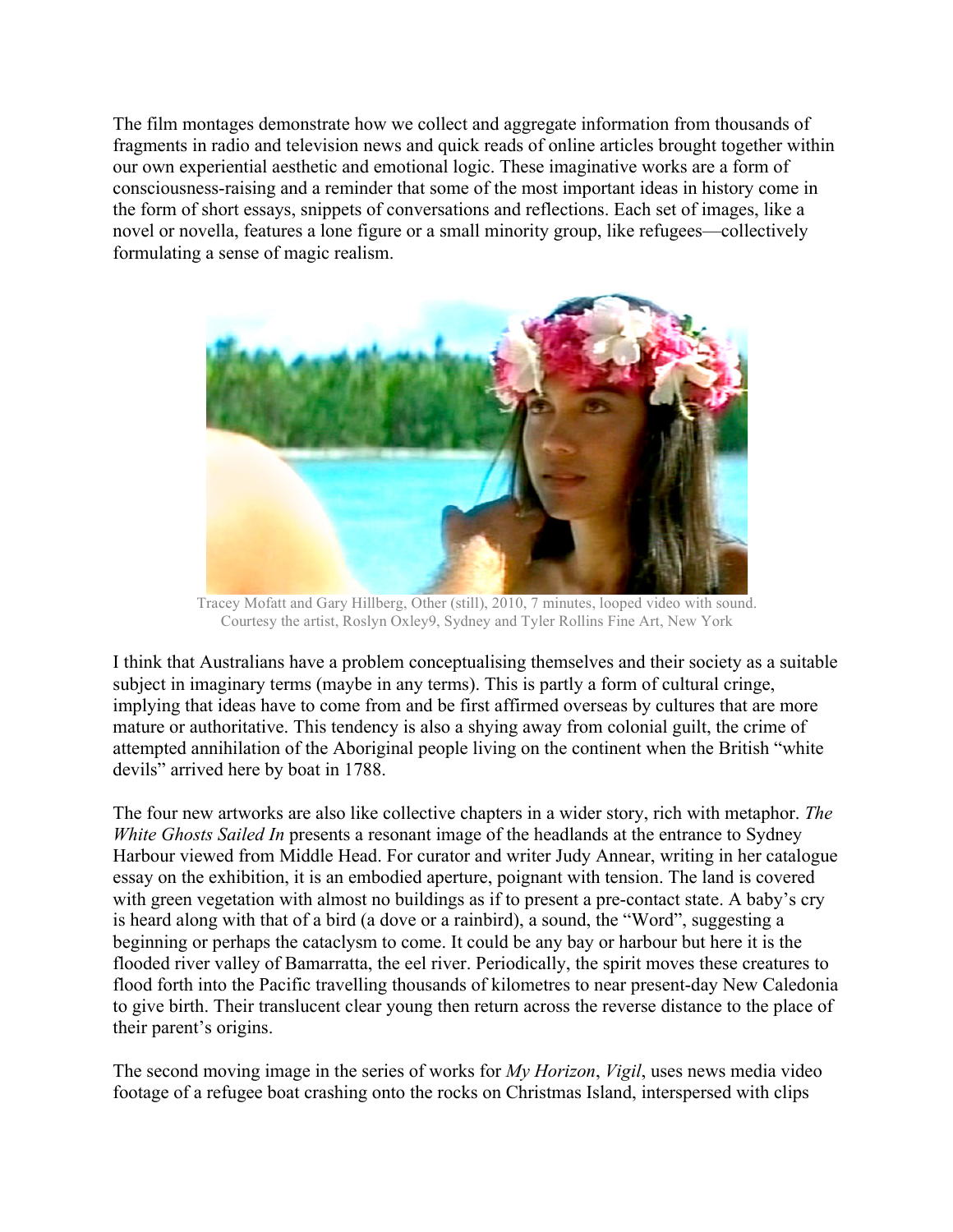The film montages demonstrate how we collect and aggregate information from thousands of fragments in radio and television news and quick reads of online articles brought together within our own experiential aesthetic and emotional logic. These imaginative works are a form of consciousness-raising and a reminder that some of the most important ideas in history come in the form of short essays, snippets of conversations and reflections. Each set of images, like a novel or novella, features a lone figure or a small minority group, like refugees—collectively formulating a sense of magic realism.

Tracey Mofatt and Gary Hillberg, Other (still), 2010, 7 minutes, looped video with sound. Courtesy the artist, Roslyn Oxley9, Sydney and Tyler Rollins Fine Art, New York

I think that Australians have a problem conceptualising themselves and their society as a suitable subject in imaginary terms (maybe in any terms). This is partly a form of cultural cringe, implying that ideas have to come from and be first affirmed overseas by cultures that are more mature or authoritative. This tendency is also a shying away from colonial guilt, the crime of attempted annihilation of the Aboriginal people living on the continent when the British "white devils" arrived here by boat in 1788.

The four new artworks are also like collective chapters in a wider story, rich with metaphor. *The White Ghosts Sailed In* presents a resonant image of the headlands at the entrance to Sydney Harbour viewed from Middle Head. For curator and writer Judy Annear, writing in her catalogue essay on the exhibition, it is an embodied aperture, poignant with tension. The land is covered with green vegetation with almost no buildings as if to present a pre-contact state. A baby's cry is heard along with that of a bird (a dove or a rainbird), a sound, the "Word", suggesting a beginning or perhaps the cataclysm to come. It could be any bay or harbour but here it is the flooded river valley of Bamarratta, the eel river. Periodically, the spirit moves these creatures to flood forth into the Pacific travelling thousands of kilometres to near present-day New Caledonia to give birth. Their translucent clear young then return across the reverse distance to the place of their parent's origins.

The second moving image in the series of works for *My Horizon*, *Vigil*, uses news media video footage of a refugee boat crashing onto the rocks on Christmas Island, interspersed with clips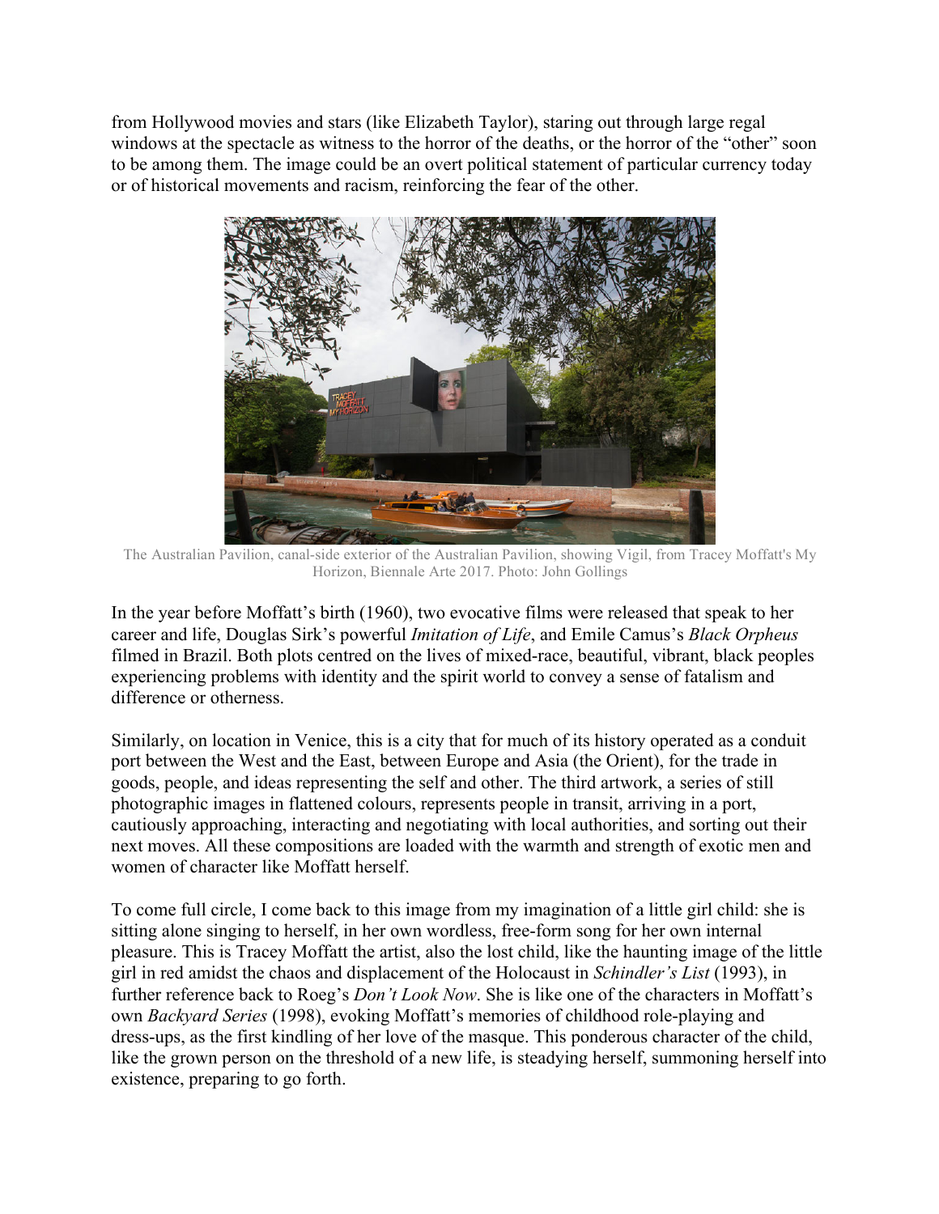from Hollywood movies and stars (like Elizabeth Taylor), staring out through large regal windows at the spectacle as witness to the horror of the deaths, or the horror of the "other" soon to be among them. The image could be an overt political statement of particular currency today or of historical movements and racism, reinforcing the fear of the other.

The Australian Pavilion, canal-side exterior of the Australian Pavilion, showing Vigil, from Tracey Moffatt's My Horizon, Biennale Arte 2017. Photo: John Gollings

In the year before Moffatt's birth (1960), two evocative films were released that speak to her career and life, Douglas Sirk's powerful *Imitation of Life*, and Emile Camus's *Black Orpheus* filmed in Brazil. Both plots centred on the lives of mixed-race, beautiful, vibrant, black peoples experiencing problems with identity and the spirit world to convey a sense of fatalism and difference or otherness.

Similarly, on location in Venice, this is a city that for much of its history operated as a conduit port between the West and the East, between Europe and Asia (the Orient), for the trade in goods, people, and ideas representing the self and other. The third artwork, a series of still photographic images in flattened colours, represents people in transit, arriving in a port, cautiously approaching, interacting and negotiating with local authorities, and sorting out their next moves. All these compositions are loaded with the warmth and strength of exotic men and women of character like Moffatt herself.

To come full circle, I come back to this image from my imagination of a little girl child: she is sitting alone singing to herself, in her own wordless, free-form song for her own internal pleasure. This is Tracey Moffatt the artist, also the lost child, like the haunting image of the little girl in red amidst the chaos and displacement of the Holocaust in *Schindler's List* (1993), in further reference back to Roeg's *Don't Look Now*. She is like one of the characters in Moffatt's own *Backyard Series* (1998), evoking Moffatt's memories of childhood role-playing and dress-ups, as the first kindling of her love of the masque. This ponderous character of the child, like the grown person on the threshold of a new life, is steadying herself, summoning herself into existence, preparing to go forth.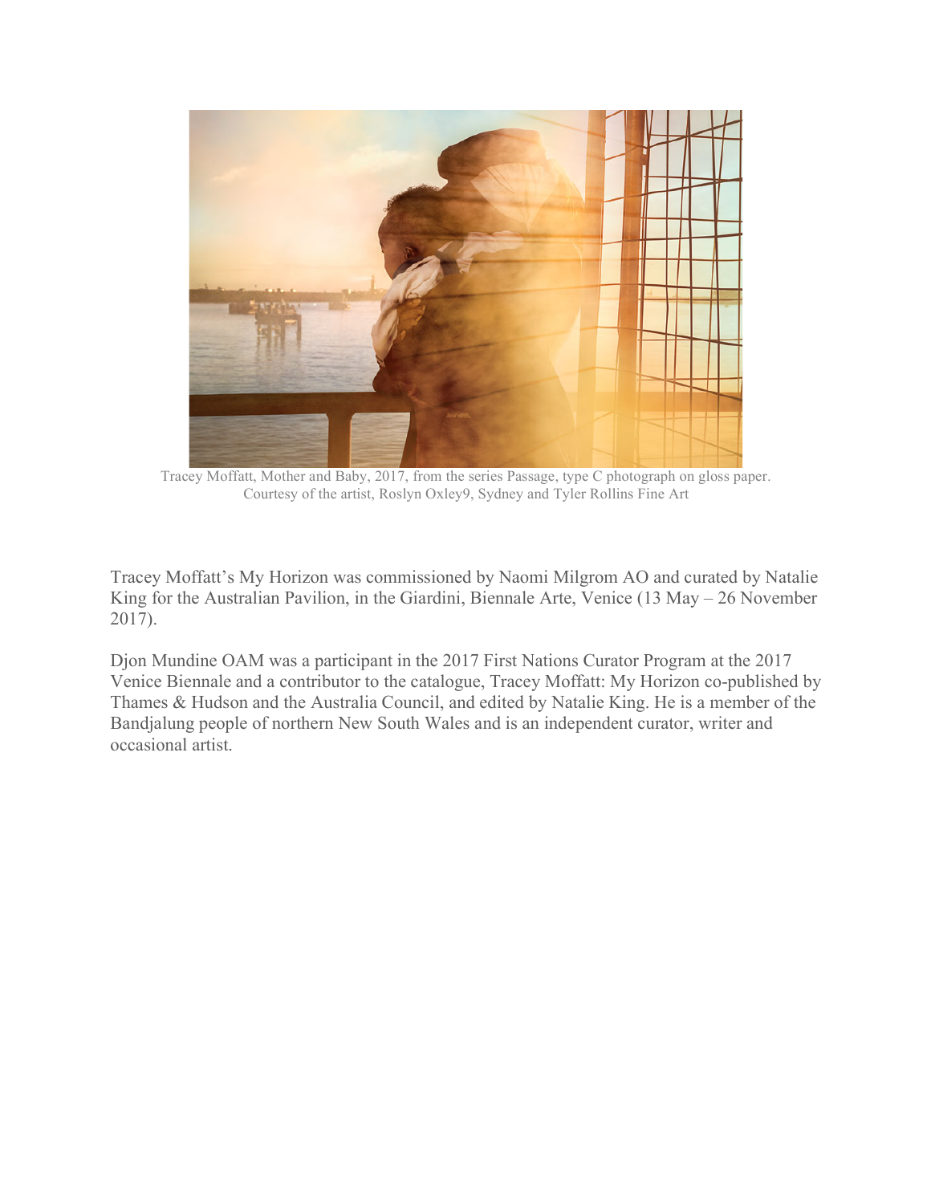Tracey Moffatt, Mother and Baby, 2017, from the series Passage, type C photograph on gloss paper. Courtesy of the artist, Roslyn Oxley9, Sydney and Tyler Rollins Fine Art

Tracey Moffatt's My Horizon was commissioned by Naomi Milgrom AO and curated by Natalie King for the Australian Pavilion, in the Giardini, Biennale Arte, Venice (13 May – 26 November 2017).

Djon Mundine OAM was a participant in the 2017 First Nations Curator Program at the 2017 Venice Biennale and a contributor to the catalogue, Tracey Moffatt: My Horizon co-published by Thames & Hudson and the Australia Council, and edited by Natalie King. He is a member of the Bandjalung people of northern New South Wales and is an independent curator, writer and occasional artist.